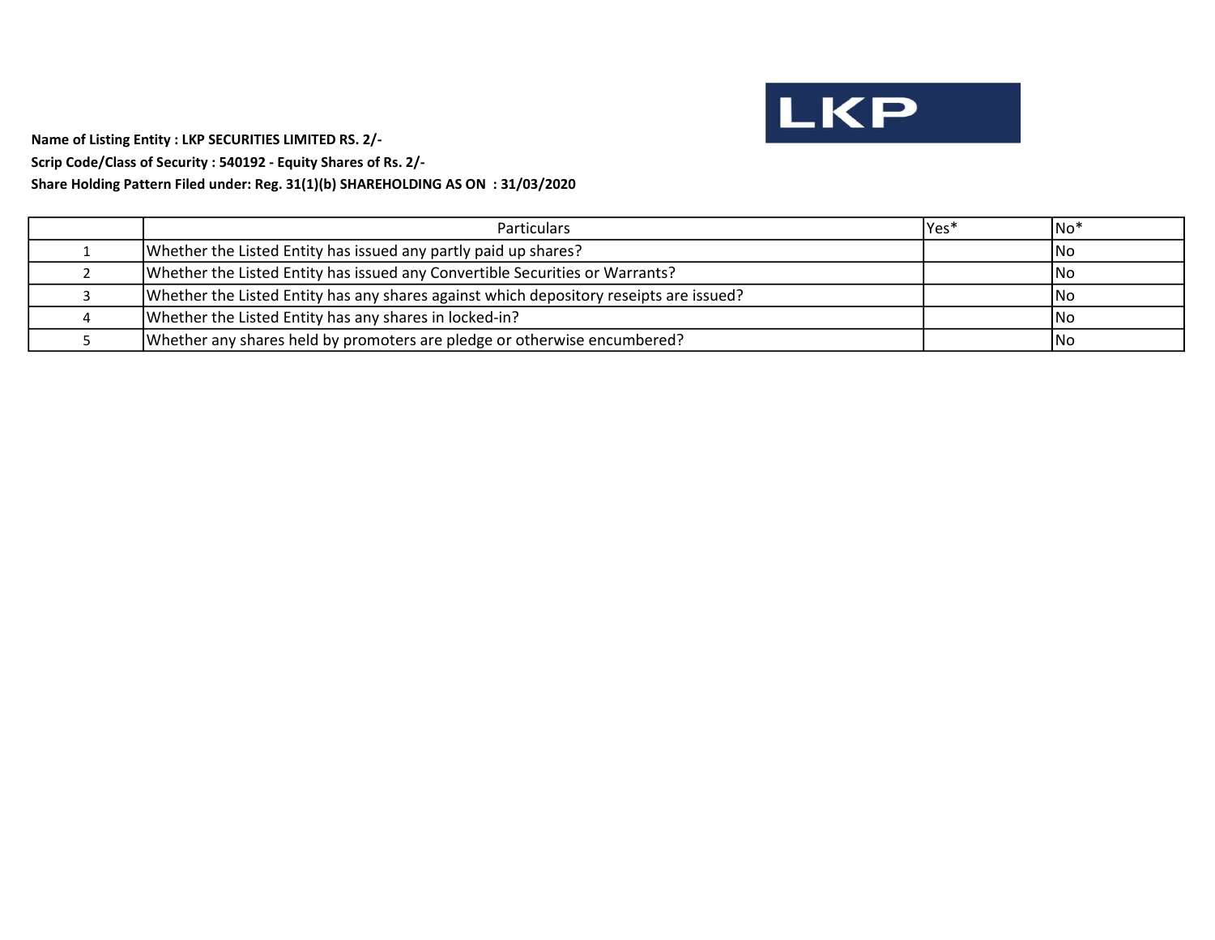**Name of Listing Entity : LKP SECURITIES LIMITED RS. 2/-**

**Scrip Code/Class of Security : 540192 - Equity Shares of Rs. 2/-**

**Share Holding Pattern Filed under: Reg. 31(1)(b) SHAREHOLDING AS ON : 31/03/2020**

| | Particulars | Yes* | No* |
|---|---|---|---|
| 1 | Whether the Listed Entity has issued any partly paid up shares? | | No |
| 2 | Whether the Listed Entity has issued any Convertible Securities or Warrants? | | No |
| 3 | Whether the Listed Entity has any shares against which depository reseipts are issued? | | No |
| 4 | Whether the Listed Entity has any shares in locked-in? | | No |
| 5 | Whether any shares held by promoters are pledge or otherwise encumbered? | | No |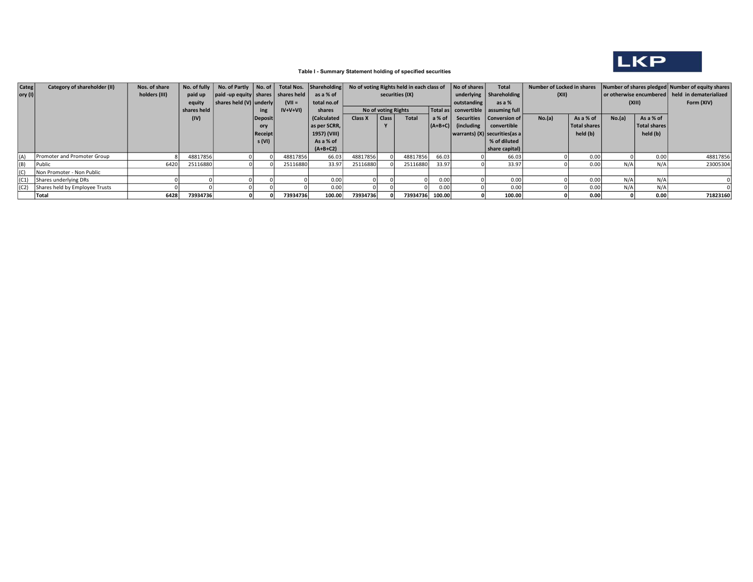LKP

### Table I - Summary Statement holding of specified securities

| Category (I) | Category of shareholder (II) | Nos. of share holders (III) | No. of fully paid up equity shares held (IV) | No. of Partly paid -up equity shares held (V) | No. of shares underlying Depository Receipts (VI) | Total Nos. shares held (VII = IV+V+VI) | Shareholding as a % of total no.of shares (Calculated as per SCRR, 1957) (VIII) As a % of (A+B+C2) | No of voting Rights held in each class of securities (IX) | | | | No of shares underlying outstanding convertible Securities (including warrants) (X) | Total Shareholding as a % assuming full Conversion of convertible securities(as a % of diluted share capital) | Number of Locked in shares (XII) | | Number of shares pledged or otherwise encumbered (XIII) | | Number of equity shares held in dematerialized Form (XIV) |
|---|---|---|---|---|---|---|---|---|---|---|---|---|---|---|---|---|---|---|
| | | | | | | | | No of voting Rights | | | Total as a % of (A+B+C) | | | No.(a) | As a % of Total shares held (b) | No.(a) | As a % of Total shares held (b) | |
| | | | | | | | | Class X | Class Y | Total | | | | | | | | |
| (A) | Promoter and Promoter Group | 8 | 48817856 | 0 | 0 | 48817856 | 66.03 | 48817856 | 0 | 48817856 | 66.03 | 0 | 66.03 | 0 | 0.00 | 0 | 0.00 | 48817856 |
| (B) | Public | 6420 | 25116880 | 0 | 0 | 25116880 | 33.97 | 25116880 | 0 | 25116880 | 33.97 | 0 | 33.97 | 0 | 0.00 | N/A | N/A | 23005304 |
| (C) | Non Promoter - Non Public | | | | | | | | | | | | | | | | | |
| (C1) | Shares underlying DRs | 0 | 0 | 0 | 0 | 0 | 0.00 | 0 | 0 | 0 | 0.00 | 0 | 0.00 | 0 | 0.00 | N/A | N/A | 0 |
| (C2) | Shares held by Employee Trusts | 0 | 0 | 0 | 0 | 0 | 0.00 | 0 | 0 | 0 | 0.00 | 0 | 0.00 | 0 | 0.00 | N/A | N/A | 0 |
| | **Total** | **6428** | **73934736** | **0** | **0** | **73934736** | **100.00** | **73934736** | **0** | **73934736** | **100.00** | **0** | **100.00** | **0** | **0.00** | **0** | **0.00** | **71823160** |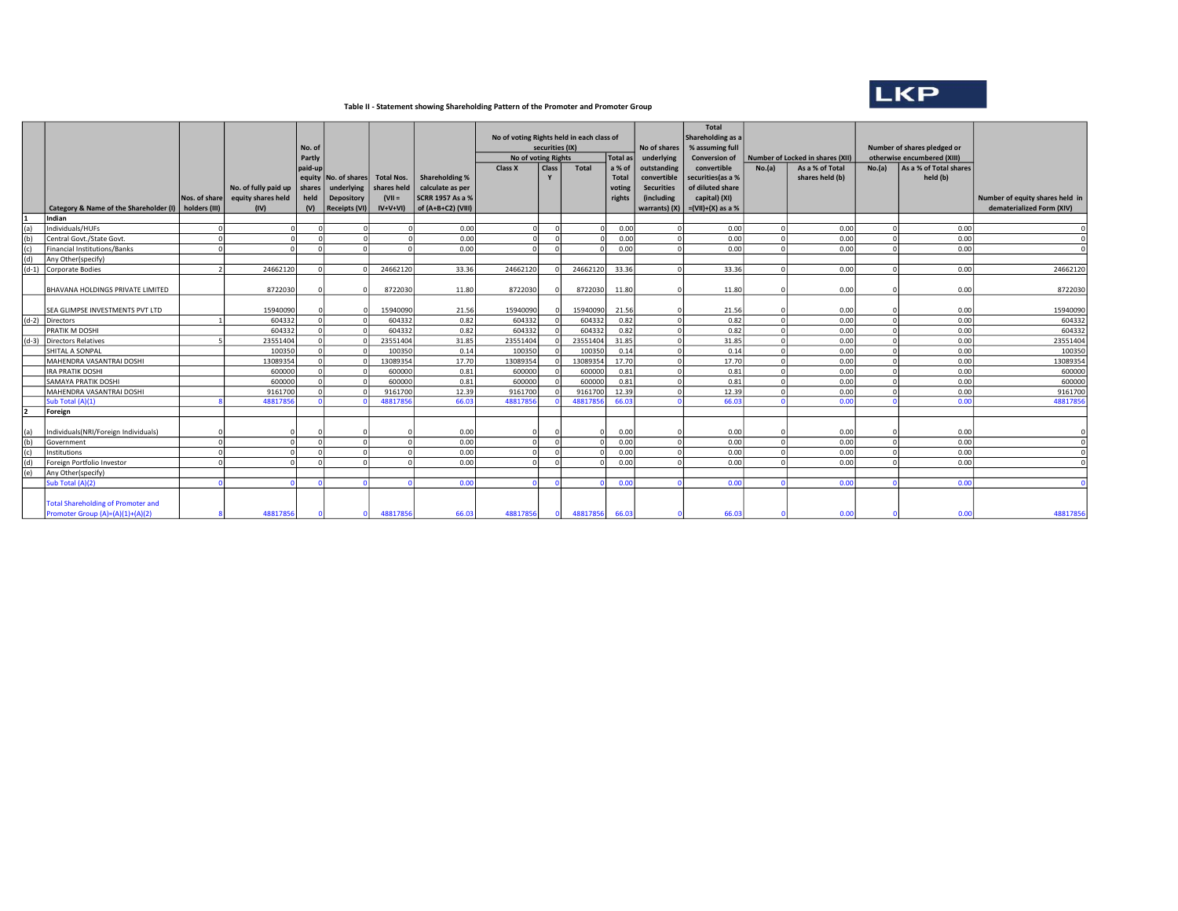LKP

### Table II - Statement showing Shareholding Pattern of the Promoter and Promoter Group

| | Category & Name of the Shareholder (I) | Nos. of share holders (III) | No. of fully paid up equity shares held (IV) | No. of Partly paid-up equity shares held (V) | No. of shares underlying Depository Receipts (VI) | Total Nos. shares held (VII = IV+V+VI) | Shareholding % calculate as per SCRR 1957 As a % of (A+B+C2) (VIII) | No of voting Rights held in each class of securities (IX) | | | | No of shares underlying outstanding convertible Securities (including warrants) (X) | Total Shareholding as a % assuming full Conversion of convertible securities(as a % of diluted share capital) (XI) =(VII)+(X) as a % | Number of Locked in shares (XII) | | Number of shares pledged or otherwise encumbered (XIII) | | Number of equity shares held in dematerialized Form (XIV) |
|---|---|---|---|---|---|---|---|---|---|---|---|---|---|---|---|---|---|---|
| | | | | | | | | No of voting Rights | | | Total as a % of Total voting rights | | | No.(a) | As a % of Total shares held (b) | No.(a) | As a % of Total shares held (b) | |
| | | | | | | | | Class X | Class Y | Total | | | | | | | | |
| 1 | Indian | | | | | | | | | | | | | | | | | |
| (a) | Individuals/HUFs | 0 | 0 | 0 | 0 | 0 | 0.00 | 0 | 0 | 0 | 0.00 | 0 | 0.00 | 0 | 0.00 | 0 | 0.00 | 0 |
| (b) | Central Govt./State Govt. | 0 | 0 | 0 | 0 | 0 | 0.00 | 0 | 0 | 0 | 0.00 | 0 | 0.00 | 0 | 0.00 | 0 | 0.00 | 0 |
| (c) | Financial Institutions/Banks | 0 | 0 | 0 | 0 | 0 | 0.00 | 0 | 0 | 0 | 0.00 | 0 | 0.00 | 0 | 0.00 | 0 | 0.00 | 0 |
| (d) | Any Other(specify) | | | | | | | | | | | | | | | | | |
| (d-1) | Corporate Bodies | 2 | 24662120 | 0 | 0 | 24662120 | 33.36 | 24662120 | 0 | 24662120 | 33.36 | 0 | 33.36 | 0 | 0.00 | 0 | 0.00 | 24662120 |
| | BHAVANA HOLDINGS PRIVATE LIMITED | | 8722030 | 0 | 0 | 8722030 | 11.80 | 8722030 | 0 | 8722030 | 11.80 | 0 | 11.80 | 0 | 0.00 | 0 | 0.00 | 8722030 |
| | SEA GLIMPSE INVESTMENTS PVT LTD | | 15940090 | 0 | 0 | 15940090 | 21.56 | 15940090 | 0 | 15940090 | 21.56 | 0 | 21.56 | 0 | 0.00 | 0 | 0.00 | 15940090 |
| (d-2) | Directors | 1 | 604332 | 0 | 0 | 604332 | 0.82 | 604332 | 0 | 604332 | 0.82 | 0 | 0.82 | 0 | 0.00 | 0 | 0.00 | 604332 |
| | PRATIK M DOSHI | | 604332 | 0 | 0 | 604332 | 0.82 | 604332 | 0 | 604332 | 0.82 | 0 | 0.82 | 0 | 0.00 | 0 | 0.00 | 604332 |
| (d-3) | Directors Relatives | 5 | 23551404 | 0 | 0 | 23551404 | 31.85 | 23551404 | 0 | 23551404 | 31.85 | 0 | 31.85 | 0 | 0.00 | 0 | 0.00 | 23551404 |
| | SHITAL A SONPAL | | 100350 | 0 | 0 | 100350 | 0.14 | 100350 | 0 | 100350 | 0.14 | 0 | 0.14 | 0 | 0.00 | 0 | 0.00 | 100350 |
| | MAHENDRA VASANTRAI DOSHI | | 13089354 | 0 | 0 | 13089354 | 17.70 | 13089354 | 0 | 13089354 | 17.70 | 0 | 17.70 | 0 | 0.00 | 0 | 0.00 | 13089354 |
| | IRA PRATIK DOSHI | | 600000 | 0 | 0 | 600000 | 0.81 | 600000 | 0 | 600000 | 0.81 | 0 | 0.81 | 0 | 0.00 | 0 | 0.00 | 600000 |
| | SAMAYA PRATIK DOSHI | | 600000 | 0 | 0 | 600000 | 0.81 | 600000 | 0 | 600000 | 0.81 | 0 | 0.81 | 0 | 0.00 | 0 | 0.00 | 600000 |
| | MAHENDRA VASANTRAI DOSHI | | 9161700 | 0 | 0 | 9161700 | 12.39 | 9161700 | 0 | 9161700 | 12.39 | 0 | 12.39 | 0 | 0.00 | 0 | 0.00 | 9161700 |
| | Sub Total (A)(1) | 8 | 48817856 | 0 | 0 | 48817856 | 66.03 | 48817856 | 0 | 48817856 | 66.03 | 0 | 66.03 | 0 | 0.00 | 0 | 0.00 | 48817856 |
| 2 | Foreign | | | | | | | | | | | | | | | | | |
| (a) | Individuals(NRI/Foreign Individuals) | 0 | 0 | 0 | 0 | 0 | 0.00 | 0 | 0 | 0 | 0.00 | 0 | 0.00 | 0 | 0.00 | 0 | 0.00 | 0 |
| (b) | Government | 0 | 0 | 0 | 0 | 0 | 0.00 | 0 | 0 | 0 | 0.00 | 0 | 0.00 | 0 | 0.00 | 0 | 0.00 | 0 |
| (c) | Institutions | 0 | 0 | 0 | 0 | 0 | 0.00 | 0 | 0 | 0 | 0.00 | 0 | 0.00 | 0 | 0.00 | 0 | 0.00 | 0 |
| (d) | Foreign Portfolio Investor | 0 | 0 | 0 | 0 | 0 | 0.00 | 0 | 0 | 0 | 0.00 | 0 | 0.00 | 0 | 0.00 | 0 | 0.00 | 0 |
| (e) | Any Other(specify) | | | | | | | | | | | | | | | | | |
| | Sub Total (A)(2) | 0 | 0 | 0 | 0 | 0 | 0.00 | 0 | 0 | 0 | 0.00 | 0 | 0.00 | 0 | 0.00 | 0 | 0.00 | 0 |
| | Total Shareholding of Promoter and Promoter Group (A)=(A)(1)+(A)(2) | 8 | 48817856 | 0 | 0 | 48817856 | 66.03 | 48817856 | 0 | 48817856 | 66.03 | 0 | 66.03 | 0 | 0.00 | 0 | 0.00 | 48817856 |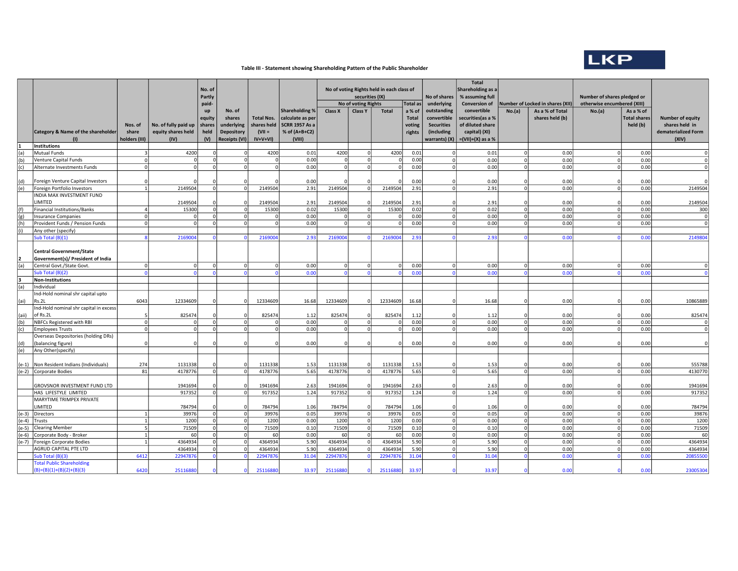### Table III - Statement showing Shareholding Pattern of the Public Shareholder

| | Category & Name of the shareholder (I) | Nos. of share holders (III) | No. of fully paid up equity shares held (IV) | No. of Partly paid-up equity shares held (V) | No. of shares underlying Depository Receipts (VI) | Total Nos. shares held (VII = IV+V+VI) | Shareholding % calculate as per SCRR 1957 As a % of (A+B+C2) (VIII) | No of voting Rights held in each class of securities (IX) - No of voting Rights - Class X | Class Y | Total | Total as a % of Total voting rights | No of shares underlying outstanding convertible Securities (including warrants) (X) | Total Shareholding as a % assuming full Conversion of convertible securities(as a % of diluted share capital) (XI) =(VII)+(X) as a % | Number of Locked in shares (XII) - No.(a) | As a % of Total shares held (b) | Number of shares pledged or otherwise encumbered (XIII) - No.(a) | As a % of Total shares held (b) | Number of equity shares held in dematerialized Form (XIV) |
|---|---|---|---|---|---|---|---|---|---|---|---|---|---|---|---|---|---|---|
| 1 | Institutions | | | | | | | | | | | | | | | | | |
| (a) | Mutual Funds | 3 | 4200 | 0 | 0 | 4200 | 0.01 | 4200 | 0 | 4200 | 0.01 | 0 | 0.01 | 0 | 0.00 | 0 | 0.00 | 0 |
| (b) | Venture Capital Funds | 0 | 0 | 0 | 0 | 0 | 0.00 | 0 | 0 | 0 | 0.00 | 0 | 0.00 | 0 | 0.00 | 0 | 0.00 | 0 |
| (c) | Alternate Investments Funds | 0 | 0 | 0 | 0 | 0 | 0.00 | 0 | 0 | 0 | 0.00 | 0 | 0.00 | 0 | 0.00 | 0 | 0.00 | 0 |
| (d) | Foreign Venture Capital Investors | 0 | 0 | 0 | 0 | 0 | 0.00 | 0 | 0 | 0 | 0.00 | 0 | 0.00 | 0 | 0.00 | 0 | 0.00 | 0 |
| (e) | Foreign Portfolio Investors | 1 | 2149504 | 0 | 0 | 2149504 | 2.91 | 2149504 | 0 | 2149504 | 2.91 | 0 | 2.91 | 0 | 0.00 | 0 | 0.00 | 2149504 |
| | INDIA MAX INVESTMENT FUND LIMITED | | 2149504 | 0 | 0 | 2149504 | 2.91 | 2149504 | 0 | 2149504 | 2.91 | 0 | 2.91 | 0 | 0.00 | 0 | 0.00 | 2149504 |
| (f) | Financial Institutions/Banks | 4 | 15300 | 0 | 0 | 15300 | 0.02 | 15300 | 0 | 15300 | 0.02 | 0 | 0.02 | 0 | 0.00 | 0 | 0.00 | 300 |
| (g) | Insurance Companies | 0 | 0 | 0 | 0 | 0 | 0.00 | 0 | 0 | 0 | 0.00 | 0 | 0.00 | 0 | 0.00 | 0 | 0.00 | 0 |
| (h) | Provident Funds / Pension Funds | 0 | 0 | 0 | 0 | 0 | 0.00 | 0 | 0 | 0 | 0.00 | 0 | 0.00 | 0 | 0.00 | 0 | 0.00 | 0 |
| (i) | Any other (specify) | | | | | | | | | | | | | | | | | |
| | Sub Total (B)(1) | 8 | 2169004 | 0 | 0 | 2169004 | 2.93 | 2169004 | 0 | 2169004 | 2.93 | 0 | 2.93 | 0 | 0.00 | 0 | 0.00 | 2149804 |
| 2 | Central Government/State Government(s)/ President of India | | | | | | | | | | | | | | | | | |
| (a) | Central Govt./State Govt. | 0 | 0 | 0 | 0 | 0 | 0.00 | 0 | 0 | 0 | 0.00 | 0 | 0.00 | 0 | 0.00 | 0 | 0.00 | 0 |
| | Sub Total (B)(2) | 0 | 0 | 0 | 0 | 0 | 0.00 | 0 | 0 | 0 | 0.00 | 0 | 0.00 | 0 | 0.00 | 0 | 0.00 | 0 |
| 3 | Non-Institutions | | | | | | | | | | | | | | | | | |
| (a) | Individual | | | | | | | | | | | | | | | | | |
| (ai) | Ind-Hold nominal shr capital upto Rs.2L | 6043 | 12334609 | 0 | 0 | 12334609 | 16.68 | 12334609 | 0 | 12334609 | 16.68 | 0 | 16.68 | 0 | 0.00 | 0 | 0.00 | 10865889 |
| (aii) | Ind-Hold nominal shr capital in excess of Rs.2L | 5 | 825474 | 0 | 0 | 825474 | 1.12 | 825474 | 0 | 825474 | 1.12 | 0 | 1.12 | 0 | 0.00 | 0 | 0.00 | 825474 |
| (b) | NBFCs Registered with RBI | 0 | 0 | 0 | 0 | 0 | 0.00 | 0 | 0 | 0 | 0.00 | 0 | 0.00 | 0 | 0.00 | 0 | 0.00 | 0 |
| (c) | Employees Trusts | 0 | 0 | 0 | 0 | 0 | 0.00 | 0 | 0 | 0 | 0.00 | 0 | 0.00 | 0 | 0.00 | 0 | 0.00 | 0 |
| (d) | Overseas Depositories (holding DRs) (balancing figure) | 0 | 0 | 0 | 0 | 0 | 0.00 | 0 | 0 | 0 | 0.00 | 0 | 0.00 | 0 | 0.00 | 0 | 0.00 | 0 |
| (e) | Any Other(specify) | | | | | | | | | | | | | | | | | |
| (e-1) | Non Resident Indians (Individuals) | 274 | 1131338 | 0 | 0 | 1131338 | 1.53 | 1131338 | 0 | 1131338 | 1.53 | 0 | 1.53 | 0 | 0.00 | 0 | 0.00 | 555788 |
| (e-2) | Corporate Bodies | 81 | 4178776 | 0 | 0 | 4178776 | 5.65 | 4178776 | 0 | 4178776 | 5.65 | 0 | 5.65 | 0 | 0.00 | 0 | 0.00 | 4130770 |
| | GROVSNOR INVESTMENT FUND LTD | | 1941694 | 0 | 0 | 1941694 | 2.63 | 1941694 | 0 | 1941694 | 2.63 | 0 | 2.63 | 0 | 0.00 | 0 | 0.00 | 1941694 |
| | HAS LIFESTYLE LIMITED | | 917352 | 0 | 0 | 917352 | 1.24 | 917352 | 0 | 917352 | 1.24 | 0 | 1.24 | 0 | 0.00 | 0 | 0.00 | 917352 |
| | MARYTIME TRIMPEX PRIVATE LIMITED | | 784794 | 0 | 0 | 784794 | 1.06 | 784794 | 0 | 784794 | 1.06 | 0 | 1.06 | 0 | 0.00 | 0 | 0.00 | 784794 |
| (e-3) | Directors | 1 | 39976 | 0 | 0 | 39976 | 0.05 | 39976 | 0 | 39976 | 0.05 | 0 | 0.05 | 0 | 0.00 | 0 | 0.00 | 39876 |
| (e-4) | Trusts | 1 | 1200 | 0 | 0 | 1200 | 0.00 | 1200 | 0 | 1200 | 0.00 | 0 | 0.00 | 0 | 0.00 | 0 | 0.00 | 1200 |
| (e-5) | Clearing Member | 5 | 71509 | 0 | 0 | 71509 | 0.10 | 71509 | 0 | 71509 | 0.10 | 0 | 0.10 | 0 | 0.00 | 0 | 0.00 | 71509 |
| (e-6) | Corporate Body - Broker | 1 | 60 | 0 | 0 | 60 | 0.00 | 60 | 0 | 60 | 0.00 | 0 | 0.00 | 0 | 0.00 | 0 | 0.00 | 60 |
| (e-7) | Foreign Corporate Bodies | 1 | 4364934 | 0 | 0 | 4364934 | 5.90 | 4364934 | 0 | 4364934 | 5.90 | 0 | 5.90 | 0 | 0.00 | 0 | 0.00 | 4364934 |
| | AGRUD CAPITAL PTE LTD | | 4364934 | 0 | 0 | 4364934 | 5.90 | 4364934 | 0 | 4364934 | 5.90 | 0 | 5.90 | 0 | 0.00 | 0 | 0.00 | 4364934 |
| | Sub Total (B)(3) | 6412 | 22947876 | 0 | 0 | 22947876 | 31.04 | 22947876 | 0 | 22947876 | 31.04 | 0 | 31.04 | 0 | 0.00 | 0 | 0.00 | 20855500 |
| | Total Public Shareholding (B)=(B)(1)+(B)(2)+(B)(3) | 6420 | 25116880 | 0 | 0 | 25116880 | 33.97 | 25116880 | 0 | 25116880 | 33.97 | 0 | 33.97 | 0 | 0.00 | 0 | 0.00 | 23005304 |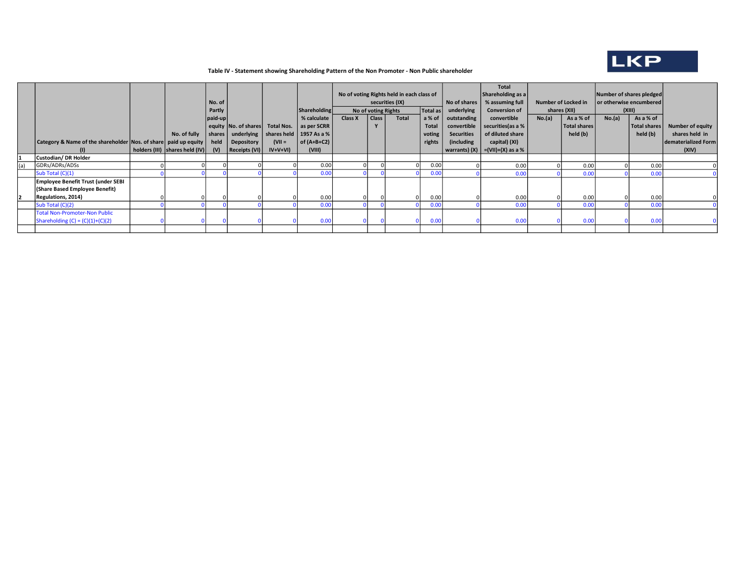LKP

### Table IV - Statement showing Shareholding Pattern of the Non Promoter - Non Public shareholder

| | Category & Name of the shareholder (I) | Nos. of share holders (III) | No. of fully paid up equity shares held (IV) | No. of Partly paid-up equity shares held (V) | No. of shares underlying Depository Receipts (VI) | Total Nos. shares held (VII = IV+V+VI) | Shareholding % calculate as per SCRR 1957 As a % of (A+B+C2) (VIII) | No of voting Rights held in each class of securities (IX) | | | | No of shares underlying outstanding convertible Securities (including warrants) (X) | Total Shareholding as a % assuming full Conversion of convertible securities(as a % of diluted share capital) (XI) =(VII)+(X) as a % | Number of Locked in shares (XII) | | Number of shares pledged or otherwise encumbered (XIII) | | Number of equity shares held in dematerialized Form (XIV) |
|---|---|---|---|---|---|---|---|---|---|---|---|---|---|---|---|---|---|---|
| | | | | | | | | No of voting Rights | | | Total as a % of Total voting rights | | | No.(a) | As a % of Total shares held (b) | No.(a) | As a % of Total shares held (b) | |
| | | | | | | | | Class X | Class Y | Total | | | | | | | | |
| 1 | **Custodian/ DR Holder** | | | | | | | | | | | | | | | | | |
| (a) | GDRs/ADRs/ADSs | 0 | 0 | 0 | 0 | 0 | 0.00 | 0 | 0 | 0 | 0.00 | 0 | 0.00 | 0 | 0.00 | 0 | 0.00 | 0 |
| | Sub Total (C)(1) | 0 | 0 | 0 | 0 | 0 | 0.00 | 0 | 0 | 0 | 0.00 | 0 | 0.00 | 0 | 0.00 | 0 | 0.00 | 0 |
| 2 | **Employee Benefit Trust (under SEBI (Share Based Employee Benefit) Regulations, 2014)** | 0 | 0 | 0 | 0 | 0 | 0.00 | 0 | 0 | 0 | 0.00 | 0 | 0.00 | 0 | 0.00 | 0 | 0.00 | 0 |
| | Sub Total (C)(2) | 0 | 0 | 0 | 0 | 0 | 0.00 | 0 | 0 | 0 | 0.00 | 0 | 0.00 | 0 | 0.00 | 0 | 0.00 | 0 |
| | Total Non-Promoter-Non Public Shareholding (C) = (C)(1)+(C)(2) | 0 | 0 | 0 | 0 | 0 | 0.00 | 0 | 0 | 0 | 0.00 | 0 | 0.00 | 0 | 0.00 | 0 | 0.00 | 0 |